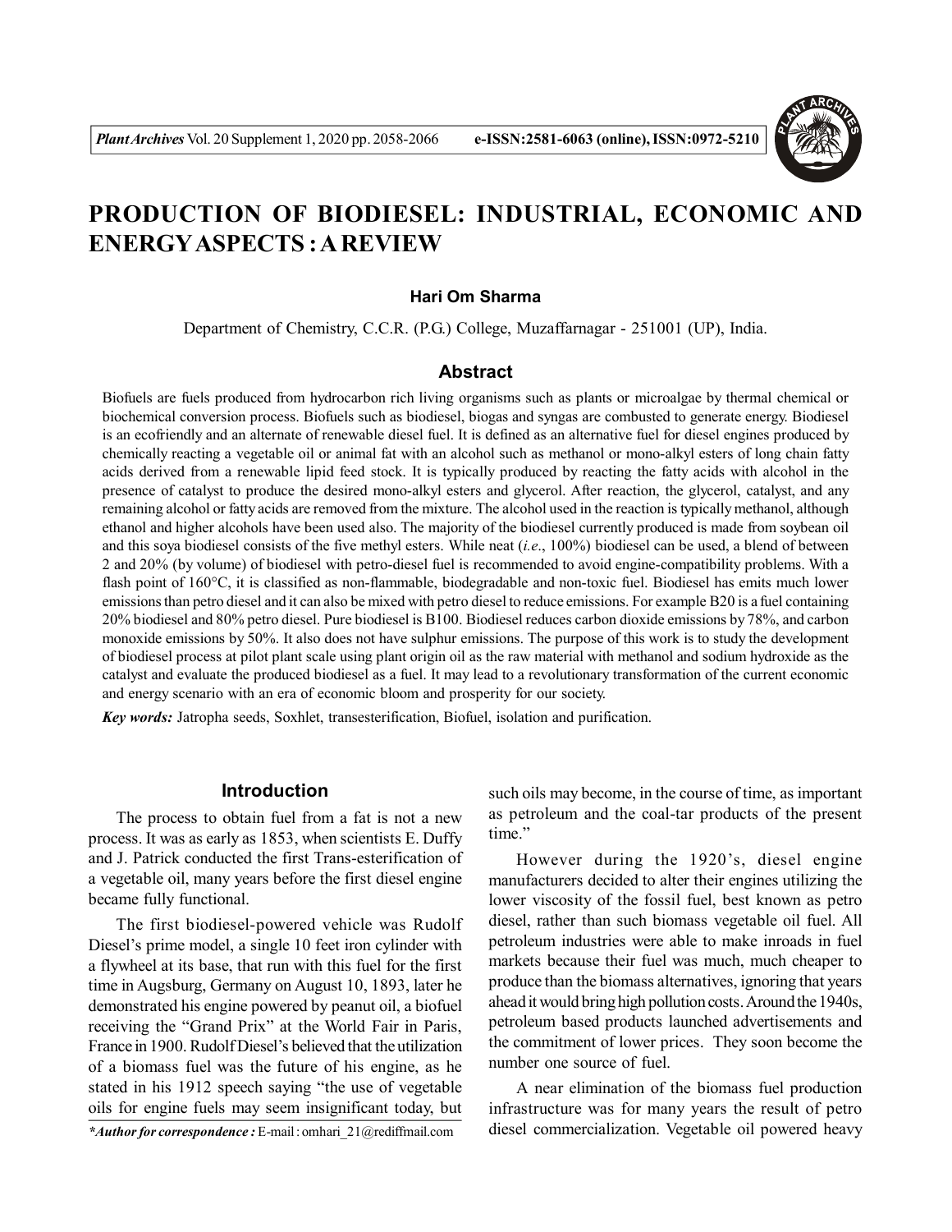# PRODUCTION OF BIODIESEL: INDUSTRIAL, ECONOMIC AND ENERGY ASPECTS : A REVIEW

**Hari Om Sharma**

Department of Chemistry, C.C.R. (P.G.) College, Muzaffarnagar - 251001 (UP), India.

## Abstract

Biofuels are fuels produced from hydrocarbon rich living organisms such as plants or microalgae by thermal chemical or biochemical conversion process. Biofuels such as biodiesel, biogas and syngas are combusted to generate energy. Biodiesel is an ecofriendly and an alternate of renewable diesel fuel. It is defined as an alternative fuel for diesel engines produced by chemically reacting a vegetable oil or animal fat with an alcohol such as methanol or mono-alkyl esters of long chain fatty acids derived from a renewable lipid feed stock. It is typically produced by reacting the fatty acids with alcohol in the presence of catalyst to produce the desired mono-alkyl esters and glycerol. After reaction, the glycerol, catalyst, and any remaining alcohol or fatty acids are removed from the mixture. The alcohol used in the reaction is typically methanol, although ethanol and higher alcohols have been used also. The majority of the biodiesel currently produced is made from soybean oil and this soya biodiesel consists of the five methyl esters. While neat (*i.e.*, 100%) biodiesel can be used, a blend of between 2 and 20% (by volume) of biodiesel with petro-diesel fuel is recommended to avoid engine-compatibility problems. With a flash point of 160°C, it is classified as non-flammable, biodegradable and non-toxic fuel. Biodiesel has emits much lower emissions than petro diesel and it can also be mixed with petro diesel to reduce emissions. For example B20 is a fuel containing 20% biodiesel and 80% petro diesel. Pure biodiesel is B100. Biodiesel reduces carbon dioxide emissions by 78%, and carbon monoxide emissions by 50%. It also does not have sulphur emissions. The purpose of this work is to study the development of biodiesel process at pilot plant scale using plant origin oil as the raw material with methanol and sodium hydroxide as the catalyst and evaluate the produced biodiesel as a fuel. It may lead to a revolutionary transformation of the current economic and energy scenario with an era of economic bloom and prosperity for our society.

***Key words:*** Jatropha seeds, Soxhlet, transesterification, Biofuel, isolation and purification.

## Introduction

The process to obtain fuel from a fat is not a new process. It was as early as 1853, when scientists E. Duffy and J. Patrick conducted the first Trans-esterification of a vegetable oil, many years before the first diesel engine became fully functional.

The first biodiesel-powered vehicle was Rudolf Diesel's prime model, a single 10 feet iron cylinder with a flywheel at its base, that run with this fuel for the first time in Augsburg, Germany on August 10, 1893, later he demonstrated his engine powered by peanut oil, a biofuel receiving the "Grand Prix" at the World Fair in Paris, France in 1900. Rudolf Diesel's believed that the utilization of a biomass fuel was the future of his engine, as he stated in his 1912 speech saying "the use of vegetable oils for engine fuels may seem insignificant today, but such oils may become, in the course of time, as important as petroleum and the coal-tar products of the present time."

However during the 1920's, diesel engine manufacturers decided to alter their engines utilizing the lower viscosity of the fossil fuel, best known as petro diesel, rather than such biomass vegetable oil fuel. All petroleum industries were able to make inroads in fuel markets because their fuel was much, much cheaper to produce than the biomass alternatives, ignoring that years ahead it would bring high pollution costs. Around the 1940s, petroleum based products launched advertisements and the commitment of lower prices. They soon become the number one source of fuel.

A near elimination of the biomass fuel production infrastructure was for many years the result of petro diesel commercialization. Vegetable oil powered heavy

*\*Author for correspondence :* E-mail : omhari_21@rediffmail.com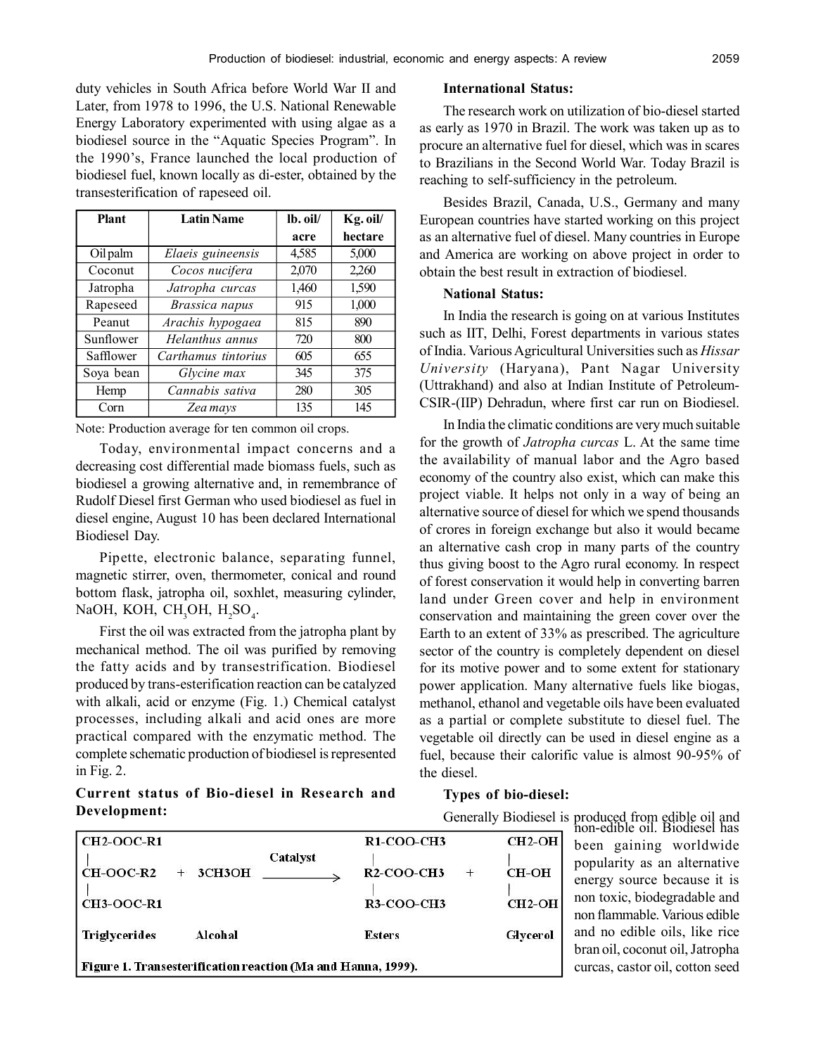duty vehicles in South Africa before World War II and Later, from 1978 to 1996, the U.S. National Renewable Energy Laboratory experimented with using algae as a biodiesel source in the "Aquatic Species Program". In the 1990's, France launched the local production of biodiesel fuel, known locally as di-ester, obtained by the transesterification of rapeseed oil.

| Plant | Latin Name | lb. oil/ acre | Kg. oil/ hectare |
|---|---|---|---|
| Oil palm | *Elaeis guineensis* | 4,585 | 5,000 |
| Coconut | *Cocos nucifera* | 2,070 | 2,260 |
| Jatropha | *Jatropha curcas* | 1,460 | 1,590 |
| Rapeseed | *Brassica napus* | 915 | 1,000 |
| Peanut | *Arachis hypogaea* | 815 | 890 |
| Sunflower | *Helanthus annus* | 720 | 800 |
| Safflower | *Carthamus tintorius* | 605 | 655 |
| Soya bean | *Glycine max* | 345 | 375 |
| Hemp | *Cannabis sativa* | 280 | 305 |
| Corn | *Zea mays* | 135 | 145 |

Note: Production average for ten common oil crops.

Today, environmental impact concerns and a decreasing cost differential made biomass fuels, such as biodiesel a growing alternative and, in remembrance of Rudolf Diesel first German who used biodiesel as fuel in diesel engine, August 10 has been declared International Biodiesel Day.

Pipette, electronic balance, separating funnel, magnetic stirrer, oven, thermometer, conical and round bottom flask, jatropha oil, soxhlet, measuring cylinder, NaOH, KOH, $CH_3OH$, $H_2SO_4$.

First the oil was extracted from the jatropha plant by mechanical method. The oil was purified by removing the fatty acids and by transestrification. Biodiesel produced by trans-esterification reaction can be catalyzed with alkali, acid or enzyme (Fig. 1.) Chemical catalyst processes, including alkali and acid ones are more practical compared with the enzymatic method. The complete schematic production of biodiesel is represented in Fig. 2.

**Current status of Bio-diesel in Research and Development:**

```
CH2-OOC-R1                                   R1-COO-CH3          CH2-OH
 |                    Catalyst                |                   |
CH-OOC-R2   +   3CH3OH  ------------->       R2-COO-CH3    +     CH-OH
 |                                            |                   |
CH3-OOC-R1                                   R3-COO-CH3          CH2-OH

Triglycerides      Alcohol                   Esters              Glycerol
```

**Figure 1. Transesterification reaction (Ma and Hanna, 1999).**

**International Status:**

The research work on utilization of bio-diesel started as early as 1970 in Brazil. The work was taken up as to procure an alternative fuel for diesel, which was in scares to Brazilians in the Second World War. Today Brazil is reaching to self-sufficiency in the petroleum.

Besides Brazil, Canada, U.S., Germany and many European countries have started working on this project as an alternative fuel of diesel. Many countries in Europe and America are working on above project in order to obtain the best result in extraction of biodiesel.

**National Status:**

In India the research is going on at various Institutes such as IIT, Delhi, Forest departments in various states of India. Various Agricultural Universities such as *Hissar University* (Haryana), Pant Nagar University (Uttrakhand) and also at Indian Institute of Petroleum-CSIR-(IIP) Dehradun, where first car run on Biodiesel.

In India the climatic conditions are very much suitable for the growth of *Jatropha curcas* L. At the same time the availability of manual labor and the Agro based economy of the country also exist, which can make this project viable. It helps not only in a way of being an alternative source of diesel for which we spend thousands of crores in foreign exchange but also it would became an alternative cash crop in many parts of the country thus giving boost to the Agro rural economy. In respect of forest conservation it would help in converting barren land under Green cover and help in environment conservation and maintaining the green cover over the Earth to an extent of 33% as prescribed. The agriculture sector of the country is completely dependent on diesel for its motive power and to some extent for stationary power application. Many alternative fuels like biogas, methanol, ethanol and vegetable oils have been evaluated as a partial or complete substitute to diesel fuel. The vegetable oil directly can be used in diesel engine as a fuel, because their calorific value is almost 90-95% of the diesel.

**Types of bio-diesel:**

Generally Biodiesel is produced from edible oil and non-edible oil. Biodiesel has been gaining worldwide popularity as an alternative energy source because it is non toxic, biodegradable and non flammable. Various edible and no edible oils, like rice bran oil, coconut oil, Jatropha curcas, castor oil, cotton seed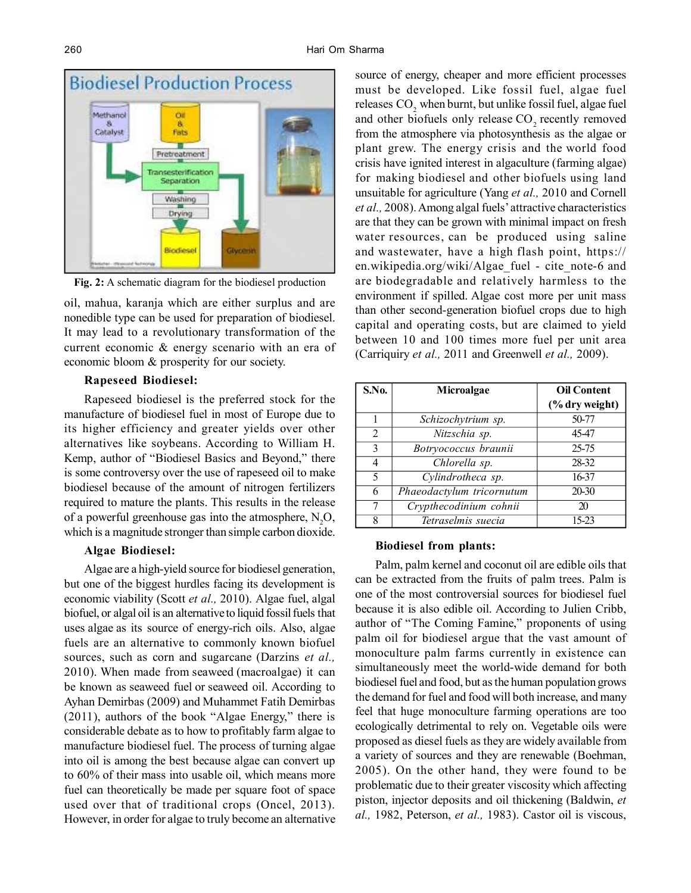Fig. 2: A schematic diagram for the biodiesel production

oil, mahua, karanja which are either surplus and are nonedible type can be used for preparation of biodiesel. It may lead to a revolutionary transformation of the current economic & energy scenario with an era of economic bloom & prosperity for our society.

### Rapeseed Biodiesel:

Rapeseed biodiesel is the preferred stock for the manufacture of biodiesel fuel in most of Europe due to its higher efficiency and greater yields over other alternatives like soybeans. According to William H. Kemp, author of "Biodiesel Basics and Beyond," there is some controversy over the use of rapeseed oil to make biodiesel because of the amount of nitrogen fertilizers required to mature the plants. This results in the release of a powerful greenhouse gas into the atmosphere, $N_2O$, which is a magnitude stronger than simple carbon dioxide.

### Algae Biodiesel:

Algae are a high-yield source for biodiesel generation, but one of the biggest hurdles facing its development is economic viability (Scott *et al.,* 2010). Algae fuel, algal biofuel, or algal oil is an alternative to liquid fossil fuels that uses algae as its source of energy-rich oils. Also, algae fuels are an alternative to commonly known biofuel sources, such as corn and sugarcane (Darzins *et al.,* 2010). When made from seaweed (macroalgae) it can be known as seaweed fuel or seaweed oil. According to Ayhan Demirbas (2009) and Muhammet Fatih Demirbas (2011), authors of the book "Algae Energy," there is considerable debate as to how to profitably farm algae to manufacture biodiesel fuel. The process of turning algae into oil is among the best because algae can convert up to 60% of their mass into usable oil, which means more fuel can theoretically be made per square foot of space used over that of traditional crops (Oncel, 2013). However, in order for algae to truly become an alternative source of energy, cheaper and more efficient processes must be developed. Like fossil fuel, algae fuel releases $CO_2$ when burnt, but unlike fossil fuel, algae fuel and other biofuels only release $CO_2$ recently removed from the atmosphere via photosynthesis as the algae or plant grew. The energy crisis and the world food crisis have ignited interest in algaculture (farming algae) for making biodiesel and other biofuels using land unsuitable for agriculture (Yang *et al.,* 2010 and Cornell *et al.,* 2008). Among algal fuels' attractive characteristics are that they can be grown with minimal impact on fresh water resources, can be produced using saline and wastewater, have a high flash point, https://en.wikipedia.org/wiki/Algae_fuel - cite_note-6 and are biodegradable and relatively harmless to the environment if spilled. Algae cost more per unit mass than other second-generation biofuel crops due to high capital and operating costs, but are claimed to yield between 10 and 100 times more fuel per unit area (Carriquiry *et al.,* 2011 and Greenwell *et al.,* 2009).

| S.No. | Microalgae | Oil Content (% dry weight) |
|---|---|---|
| 1 | *Schizochytrium sp.* | 50-77 |
| 2 | *Nitzschia sp.* | 45-47 |
| 3 | *Botryococcus braunii* | 25-75 |
| 4 | *Chlorella sp.* | 28-32 |
| 5 | *Cylindrotheca sp.* | 16-37 |
| 6 | *Phaeodactylum tricornutum* | 20-30 |
| 7 | *Crypthecodinium cohnii* | 20 |
| 8 | *Tetraselmis suecia* | 15-23 |

### Biodiesel from plants:

Palm, palm kernel and coconut oil are edible oils that can be extracted from the fruits of palm trees. Palm is one of the most controversial sources for biodiesel fuel because it is also edible oil. According to Julien Cribb, author of "The Coming Famine," proponents of using palm oil for biodiesel argue that the vast amount of monoculture palm farms currently in existence can simultaneously meet the world-wide demand for both biodiesel fuel and food, but as the human population grows the demand for fuel and food will both increase, and many feel that huge monoculture farming operations are too ecologically detrimental to rely on. Vegetable oils were proposed as diesel fuels as they are widely available from a variety of sources and they are renewable (Boehman, 2005). On the other hand, they were found to be problematic due to their greater viscosity which affecting piston, injector deposits and oil thickening (Baldwin, *et al.,* 1982, Peterson, *et al.,* 1983). Castor oil is viscous,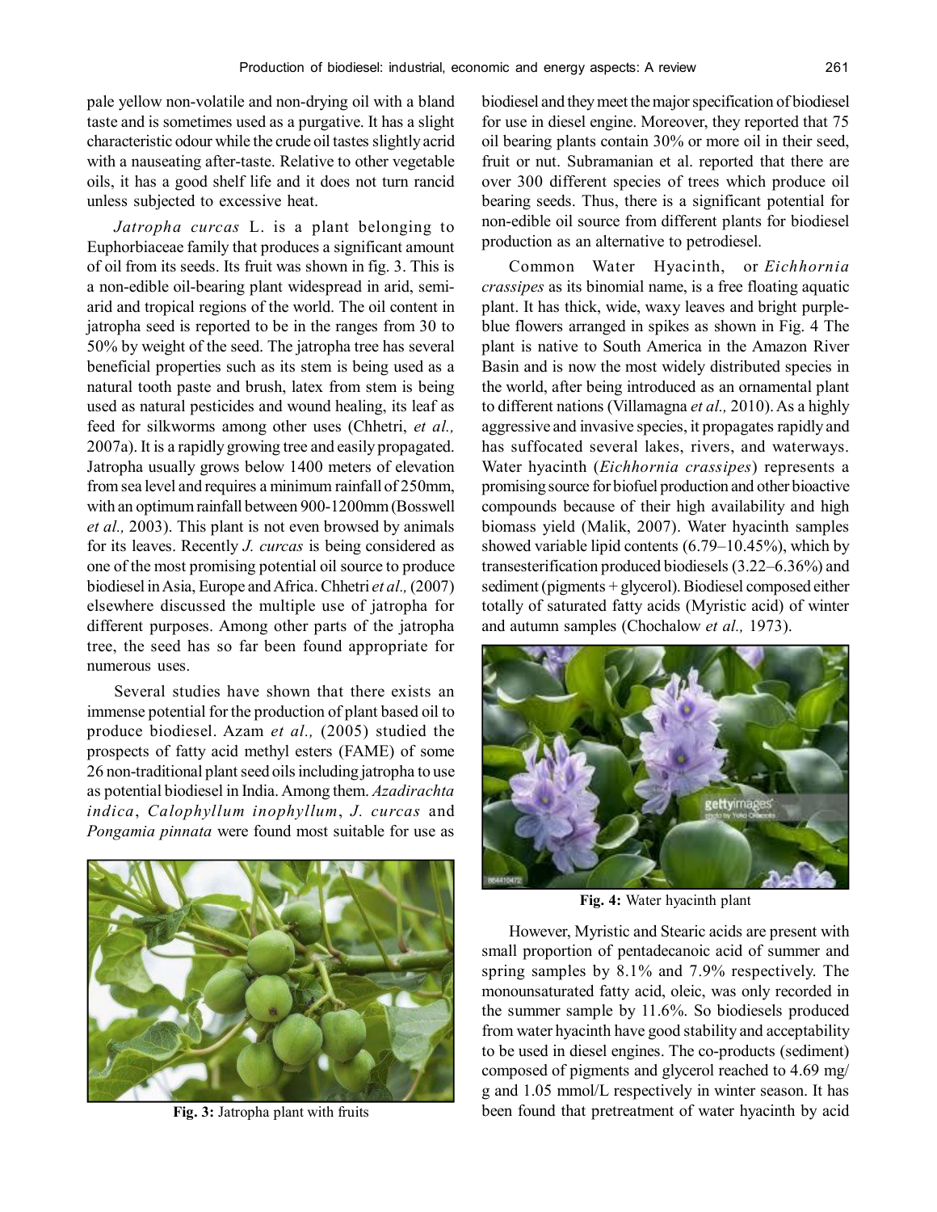pale yellow non-volatile and non-drying oil with a bland taste and is sometimes used as a purgative. It has a slight characteristic odour while the crude oil tastes slightly acrid with a nauseating after-taste. Relative to other vegetable oils, it has a good shelf life and it does not turn rancid unless subjected to excessive heat.

*Jatropha curcas* L. is a plant belonging to Euphorbiaceae family that produces a significant amount of oil from its seeds. Its fruit was shown in fig. 3. This is a non-edible oil-bearing plant widespread in arid, semi-arid and tropical regions of the world. The oil content in jatropha seed is reported to be in the ranges from 30 to 50% by weight of the seed. The jatropha tree has several beneficial properties such as its stem is being used as a natural tooth paste and brush, latex from stem is being used as natural pesticides and wound healing, its leaf as feed for silkworms among other uses (Chhetri, *et al.,* 2007a). It is a rapidly growing tree and easily propagated. Jatropha usually grows below 1400 meters of elevation from sea level and requires a minimum rainfall of 250mm, with an optimum rainfall between 900-1200mm (Bosswell *et al.,* 2003). This plant is not even browsed by animals for its leaves. Recently *J. curcas* is being considered as one of the most promising potential oil source to produce biodiesel in Asia, Europe and Africa. Chhetri *et al.,* (2007) elsewhere discussed the multiple use of jatropha for different purposes. Among other parts of the jatropha tree, the seed has so far been found appropriate for numerous uses.

Several studies have shown that there exists an immense potential for the production of plant based oil to produce biodiesel. Azam *et al.,* (2005) studied the prospects of fatty acid methyl esters (FAME) of some 26 non-traditional plant seed oils including jatropha to use as potential biodiesel in India. Among them. *Azadirachta indica*, *Calophyllum inophyllum*, *J. curcas* and *Pongamia pinnata* were found most suitable for use as biodiesel and they meet the major specification of biodiesel for use in diesel engine. Moreover, they reported that 75 oil bearing plants contain 30% or more oil in their seed, fruit or nut. Subramanian et al. reported that there are over 300 different species of trees which produce oil bearing seeds. Thus, there is a significant potential for non-edible oil source from different plants for biodiesel production as an alternative to petrodiesel.

**Fig. 3:** Jatropha plant with fruits

Common Water Hyacinth, or *Eichhornia crassipes* as its binomial name, is a free floating aquatic plant. It has thick, wide, waxy leaves and bright purple-blue flowers arranged in spikes as shown in Fig. 4 The plant is native to South America in the Amazon River Basin and is now the most widely distributed species in the world, after being introduced as an ornamental plant to different nations (Villamagna *et al.,* 2010). As a highly aggressive and invasive species, it propagates rapidly and has suffocated several lakes, rivers, and waterways. Water hyacinth (*Eichhornia crassipes*) represents a promising source for biofuel production and other bioactive compounds because of their high availability and high biomass yield (Malik, 2007). Water hyacinth samples showed variable lipid contents (6.79–10.45%), which by transesterification produced biodiesels (3.22–6.36%) and sediment (pigments + glycerol). Biodiesel composed either totally of saturated fatty acids (Myristic acid) of winter and autumn samples (Chochalow *et al.,* 1973).

**Fig. 4:** Water hyacinth plant

However, Myristic and Stearic acids are present with small proportion of pentadecanoic acid of summer and spring samples by 8.1% and 7.9% respectively. The monounsaturated fatty acid, oleic, was only recorded in the summer sample by 11.6%. So biodiesels produced from water hyacinth have good stability and acceptability to be used in diesel engines. The co-products (sediment) composed of pigments and glycerol reached to 4.69 mg/g and 1.05 mmol/L respectively in winter season. It has been found that pretreatment of water hyacinth by acid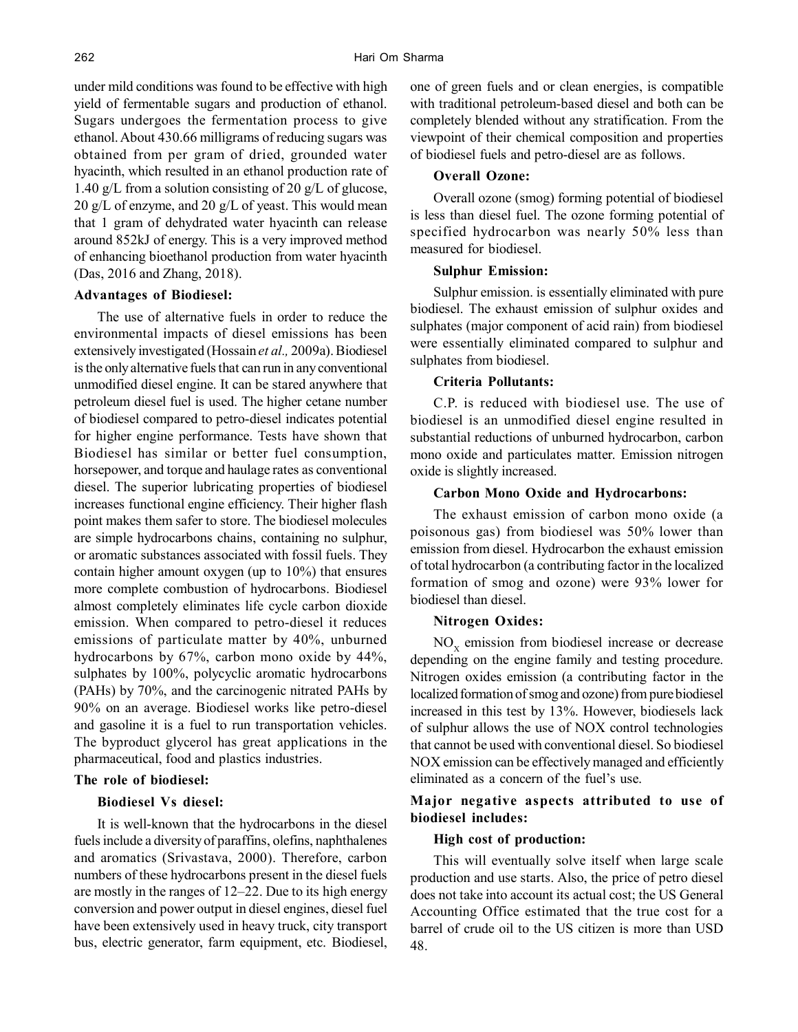under mild conditions was found to be effective with high yield of fermentable sugars and production of ethanol. Sugars undergoes the fermentation process to give ethanol. About 430.66 milligrams of reducing sugars was obtained from per gram of dried, grounded water hyacinth, which resulted in an ethanol production rate of 1.40 g/L from a solution consisting of 20 g/L of glucose, 20 g/L of enzyme, and 20 g/L of yeast. This would mean that 1 gram of dehydrated water hyacinth can release around 852kJ of energy. This is a very improved method of enhancing bioethanol production from water hyacinth (Das, 2016 and Zhang, 2018).

### Advantages of Biodiesel:

The use of alternative fuels in order to reduce the environmental impacts of diesel emissions has been extensively investigated (Hossain *et al.,* 2009a). Biodiesel is the only alternative fuels that can run in any conventional unmodified diesel engine. It can be stared anywhere that petroleum diesel fuel is used. The higher cetane number of biodiesel compared to petro-diesel indicates potential for higher engine performance. Tests have shown that Biodiesel has similar or better fuel consumption, horsepower, and torque and haulage rates as conventional diesel. The superior lubricating properties of biodiesel increases functional engine efficiency. Their higher flash point makes them safer to store. The biodiesel molecules are simple hydrocarbons chains, containing no sulphur, or aromatic substances associated with fossil fuels. They contain higher amount oxygen (up to 10%) that ensures more complete combustion of hydrocarbons. Biodiesel almost completely eliminates life cycle carbon dioxide emission. When compared to petro-diesel it reduces emissions of particulate matter by 40%, unburned hydrocarbons by 67%, carbon mono oxide by 44%, sulphates by 100%, polycyclic aromatic hydrocarbons (PAHs) by 70%, and the carcinogenic nitrated PAHs by 90% on an average. Biodiesel works like petro-diesel and gasoline it is a fuel to run transportation vehicles. The byproduct glycerol has great applications in the pharmaceutical, food and plastics industries.

### The role of biodiesel:

#### Biodiesel Vs diesel:

It is well-known that the hydrocarbons in the diesel fuels include a diversity of paraffins, olefins, naphthalenes and aromatics (Srivastava, 2000). Therefore, carbon numbers of these hydrocarbons present in the diesel fuels are mostly in the ranges of 12–22. Due to its high energy conversion and power output in diesel engines, diesel fuel have been extensively used in heavy truck, city transport bus, electric generator, farm equipment, etc. Biodiesel, one of green fuels and or clean energies, is compatible with traditional petroleum-based diesel and both can be completely blended without any stratification. From the viewpoint of their chemical composition and properties of biodiesel fuels and petro-diesel are as follows.

#### Overall Ozone:

Overall ozone (smog) forming potential of biodiesel is less than diesel fuel. The ozone forming potential of specified hydrocarbon was nearly 50% less than measured for biodiesel.

#### Sulphur Emission:

Sulphur emission. is essentially eliminated with pure biodiesel. The exhaust emission of sulphur oxides and sulphates (major component of acid rain) from biodiesel were essentially eliminated compared to sulphur and sulphates from biodiesel.

#### Criteria Pollutants:

C.P. is reduced with biodiesel use. The use of biodiesel is an unmodified diesel engine resulted in substantial reductions of unburned hydrocarbon, carbon mono oxide and particulates matter. Emission nitrogen oxide is slightly increased.

#### Carbon Mono Oxide and Hydrocarbons:

The exhaust emission of carbon mono oxide (a poisonous gas) from biodiesel was 50% lower than emission from diesel. Hydrocarbon the exhaust emission of total hydrocarbon (a contributing factor in the localized formation of smog and ozone) were 93% lower for biodiesel than diesel.

#### Nitrogen Oxides:

$NO_x$ emission from biodiesel increase or decrease depending on the engine family and testing procedure. Nitrogen oxides emission (a contributing factor in the localized formation of smog and ozone) from pure biodiesel increased in this test by 13%. However, biodiesels lack of sulphur allows the use of NOX control technologies that cannot be used with conventional diesel. So biodiesel NOX emission can be effectively managed and efficiently eliminated as a concern of the fuel's use.

### Major negative aspects attributed to use of biodiesel includes:

#### High cost of production:

This will eventually solve itself when large scale production and use starts. Also, the price of petro diesel does not take into account its actual cost; the US General Accounting Office estimated that the true cost for a barrel of crude oil to the US citizen is more than USD 48.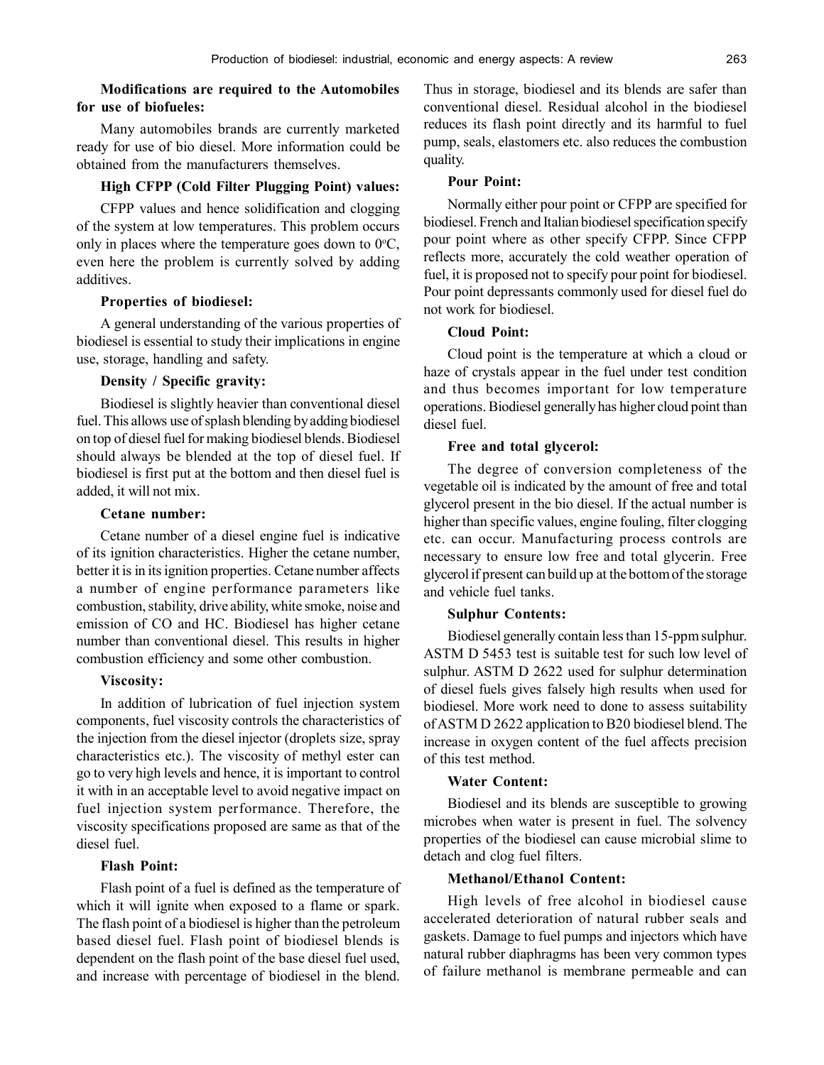**Modifications are required to the Automobiles for use of biofueles:**

Many automobiles brands are currently marketed ready for use of bio diesel. More information could be obtained from the manufacturers themselves.

**High CFPP (Cold Filter Plugging Point) values:**

CFPP values and hence solidification and clogging of the system at low temperatures. This problem occurs only in places where the temperature goes down to 0°C, even here the problem is currently solved by adding additives.

**Properties of biodiesel:**

A general understanding of the various properties of biodiesel is essential to study their implications in engine use, storage, handling and safety.

**Density / Specific gravity:**

Biodiesel is slightly heavier than conventional diesel fuel. This allows use of splash blending by adding biodiesel on top of diesel fuel for making biodiesel blends. Biodiesel should always be blended at the top of diesel fuel. If biodiesel is first put at the bottom and then diesel fuel is added, it will not mix.

**Cetane number:**

Cetane number of a diesel engine fuel is indicative of its ignition characteristics. Higher the cetane number, better it is in its ignition properties. Cetane number affects a number of engine performance parameters like combustion, stability, drive ability, white smoke, noise and emission of CO and HC. Biodiesel has higher cetane number than conventional diesel. This results in higher combustion efficiency and some other combustion.

**Viscosity:**

In addition of lubrication of fuel injection system components, fuel viscosity controls the characteristics of the injection from the diesel injector (droplets size, spray characteristics etc.). The viscosity of methyl ester can go to very high levels and hence, it is important to control it with in an acceptable level to avoid negative impact on fuel injection system performance. Therefore, the viscosity specifications proposed are same as that of the diesel fuel.

**Flash Point:**

Flash point of a fuel is defined as the temperature of which it will ignite when exposed to a flame or spark. The flash point of a biodiesel is higher than the petroleum based diesel fuel. Flash point of biodiesel blends is dependent on the flash point of the base diesel fuel used, and increase with percentage of biodiesel in the blend. Thus in storage, biodiesel and its blends are safer than conventional diesel. Residual alcohol in the biodiesel reduces its flash point directly and its harmful to fuel pump, seals, elastomers etc. also reduces the combustion quality.

**Pour Point:**

Normally either pour point or CFPP are specified for biodiesel. French and Italian biodiesel specification specify pour point where as other specify CFPP. Since CFPP reflects more, accurately the cold weather operation of fuel, it is proposed not to specify pour point for biodiesel. Pour point depressants commonly used for diesel fuel do not work for biodiesel.

**Cloud Point:**

Cloud point is the temperature at which a cloud or haze of crystals appear in the fuel under test condition and thus becomes important for low temperature operations. Biodiesel generally has higher cloud point than diesel fuel.

**Free and total glycerol:**

The degree of conversion completeness of the vegetable oil is indicated by the amount of free and total glycerol present in the bio diesel. If the actual number is higher than specific values, engine fouling, filter clogging etc. can occur. Manufacturing process controls are necessary to ensure low free and total glycerin. Free glycerol if present can build up at the bottom of the storage and vehicle fuel tanks.

**Sulphur Contents:**

Biodiesel generally contain less than 15-ppm sulphur. ASTM D 5453 test is suitable test for such low level of sulphur. ASTM D 2622 used for sulphur determination of diesel fuels gives falsely high results when used for biodiesel. More work need to done to assess suitability of ASTM D 2622 application to B20 biodiesel blend. The increase in oxygen content of the fuel affects precision of this test method.

**Water Content:**

Biodiesel and its blends are susceptible to growing microbes when water is present in fuel. The solvency properties of the biodiesel can cause microbial slime to detach and clog fuel filters.

**Methanol/Ethanol Content:**

High levels of free alcohol in biodiesel cause accelerated deterioration of natural rubber seals and gaskets. Damage to fuel pumps and injectors which have natural rubber diaphragms has been very common types of failure methanol is membrane permeable and can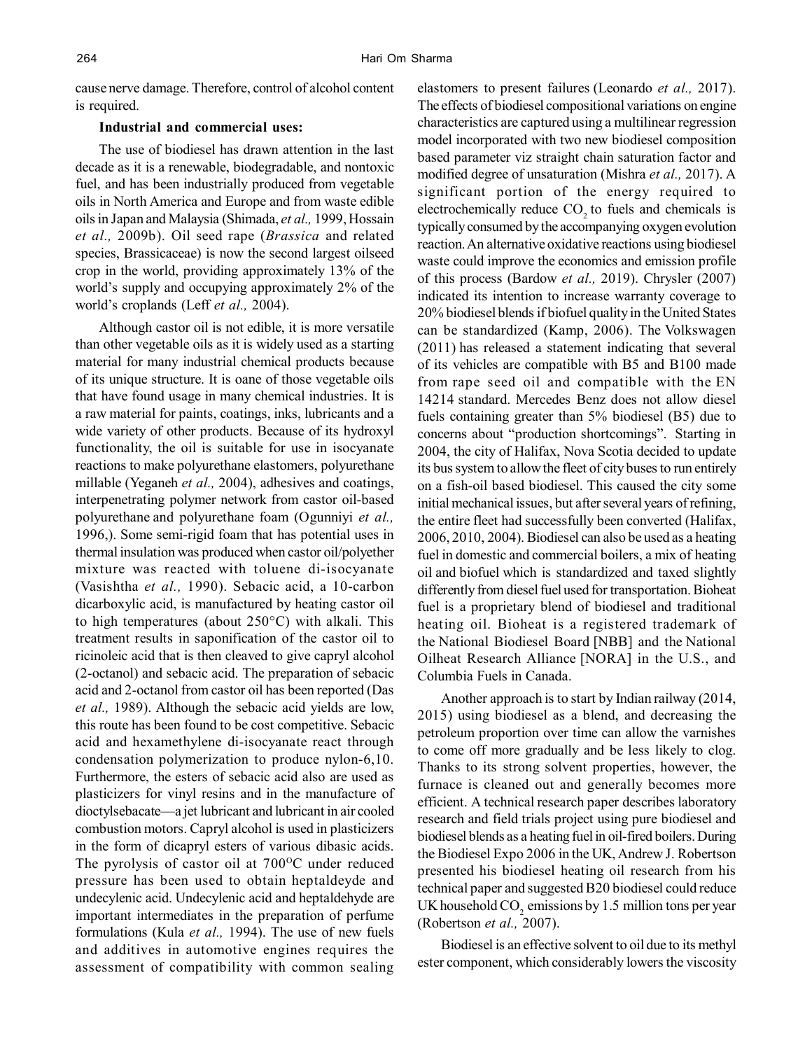cause nerve damage. Therefore, control of alcohol content is required.

### Industrial and commercial uses:

The use of biodiesel has drawn attention in the last decade as it is a renewable, biodegradable, and nontoxic fuel, and has been industrially produced from vegetable oils in North America and Europe and from waste edible oils in Japan and Malaysia (Shimada, *et al.,* 1999, Hossain *et al.,* 2009b). Oil seed rape (*Brassica* and related species, Brassicaceae) is now the second largest oilseed crop in the world, providing approximately 13% of the world's supply and occupying approximately 2% of the world's croplands (Leff *et al.,* 2004).

Although castor oil is not edible, it is more versatile than other vegetable oils as it is widely used as a starting material for many industrial chemical products because of its unique structure. It is oane of those vegetable oils that have found usage in many chemical industries. It is a raw material for paints, coatings, inks, lubricants and a wide variety of other products. Because of its hydroxyl functionality, the oil is suitable for use in isocyanate reactions to make polyurethane elastomers, polyurethane millable (Yeganeh *et al.,* 2004), adhesives and coatings, interpenetrating polymer network from castor oil-based polyurethane and polyurethane foam (Ogunniyi *et al.,* 1996,). Some semi-rigid foam that has potential uses in thermal insulation was produced when castor oil/polyether mixture was reacted with toluene di-isocyanate (Vasishtha *et al.,* 1990). Sebacic acid, a 10-carbon dicarboxylic acid, is manufactured by heating castor oil to high temperatures (about 250°C) with alkali. This treatment results in saponification of the castor oil to ricinoleic acid that is then cleaved to give capryl alcohol (2-octanol) and sebacic acid. The preparation of sebacic acid and 2-octanol from castor oil has been reported (Das *et al.,* 1989). Although the sebacic acid yields are low, this route has been found to be cost competitive. Sebacic acid and hexamethylene di-isocyanate react through condensation polymerization to produce nylon-6,10. Furthermore, the esters of sebacic acid also are used as plasticizers for vinyl resins and in the manufacture of dioctylsebacate—a jet lubricant and lubricant in air cooled combustion motors. Capryl alcohol is used in plasticizers in the form of dicapryl esters of various dibasic acids. The pyrolysis of castor oil at 700$^{O}$C under reduced pressure has been used to obtain heptaldeyde and undecylenic acid. Undecylenic acid and heptaldehyde are important intermediates in the preparation of perfume formulations (Kula *et al.,* 1994). The use of new fuels and additives in automotive engines requires the assessment of compatibility with common sealing elastomers to present failures (Leonardo *et al.,* 2017). The effects of biodiesel compositional variations on engine characteristics are captured using a multilinear regression model incorporated with two new biodiesel composition based parameter viz straight chain saturation factor and modified degree of unsaturation (Mishra *et al.,* 2017). A significant portion of the energy required to electrochemically reduce $CO_2$ to fuels and chemicals is typically consumed by the accompanying oxygen evolution reaction. An alternative oxidative reactions using biodiesel waste could improve the economics and emission profile of this process (Bardow *et al.,* 2019). Chrysler (2007) indicated its intention to increase warranty coverage to 20% biodiesel blends if biofuel quality in the United States can be standardized (Kamp, 2006). The Volkswagen (2011) has released a statement indicating that several of its vehicles are compatible with B5 and B100 made from rape seed oil and compatible with the EN 14214 standard. Mercedes Benz does not allow diesel fuels containing greater than 5% biodiesel (B5) due to concerns about "production shortcomings". Starting in 2004, the city of Halifax, Nova Scotia decided to update its bus system to allow the fleet of city buses to run entirely on a fish-oil based biodiesel. This caused the city some initial mechanical issues, but after several years of refining, the entire fleet had successfully been converted (Halifax, 2006, 2010, 2004). Biodiesel can also be used as a heating fuel in domestic and commercial boilers, a mix of heating oil and biofuel which is standardized and taxed slightly differently from diesel fuel used for transportation. Bioheat fuel is a proprietary blend of biodiesel and traditional heating oil. Bioheat is a registered trademark of the National Biodiesel Board [NBB] and the National Oilheat Research Alliance [NORA] in the U.S., and Columbia Fuels in Canada.

Another approach is to start by Indian railway (2014, 2015) using biodiesel as a blend, and decreasing the petroleum proportion over time can allow the varnishes to come off more gradually and be less likely to clog. Thanks to its strong solvent properties, however, the furnace is cleaned out and generally becomes more efficient. A technical research paper describes laboratory research and field trials project using pure biodiesel and biodiesel blends as a heating fuel in oil-fired boilers. During the Biodiesel Expo 2006 in the UK, Andrew J. Robertson presented his biodiesel heating oil research from his technical paper and suggested B20 biodiesel could reduce UK household $CO_2$ emissions by 1.5 million tons per year (Robertson *et al.,* 2007).

Biodiesel is an effective solvent to oil due to its methyl ester component, which considerably lowers the viscosity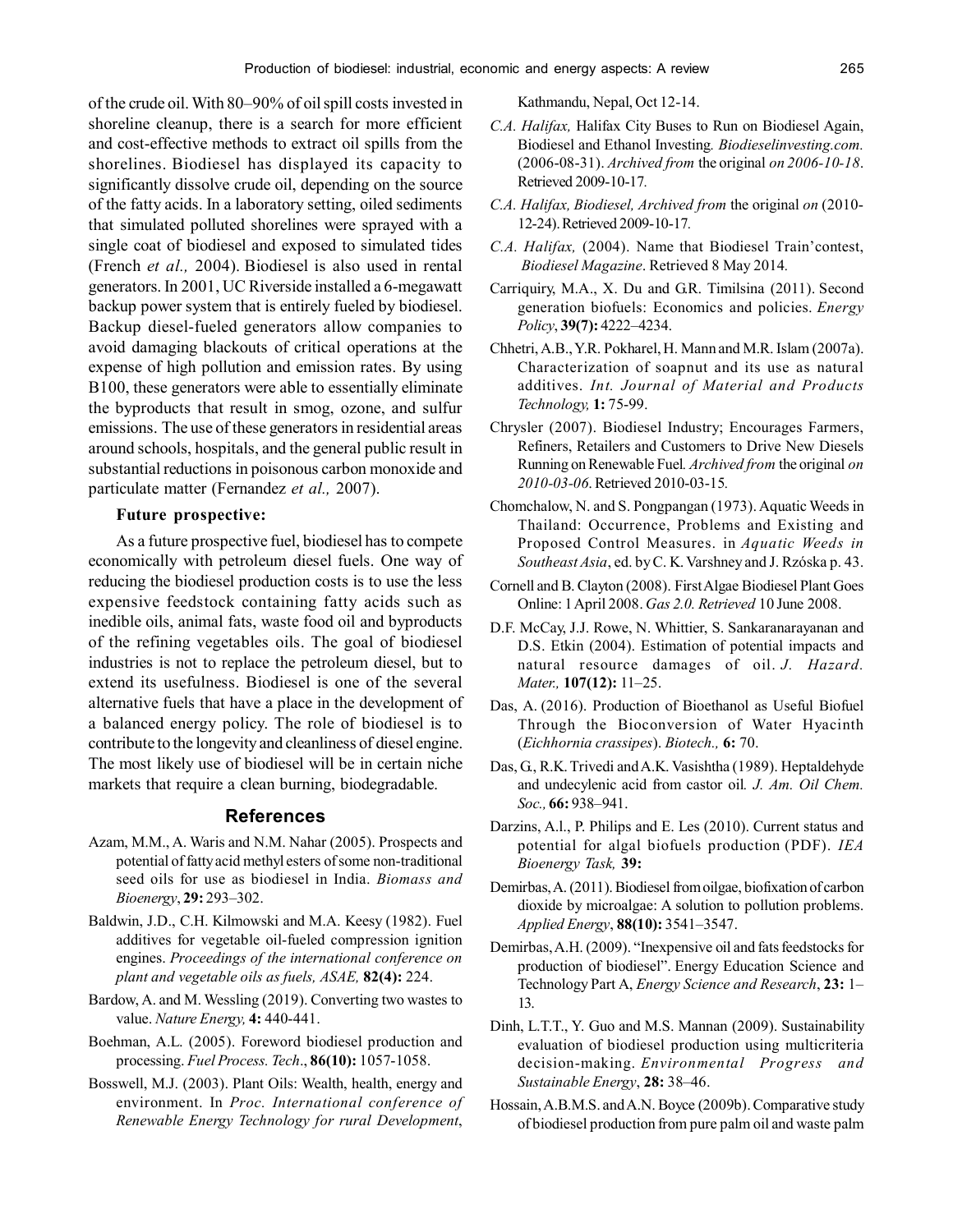of the crude oil. With 80–90% of oil spill costs invested in shoreline cleanup, there is a search for more efficient and cost-effective methods to extract oil spills from the shorelines. Biodiesel has displayed its capacity to significantly dissolve crude oil, depending on the source of the fatty acids. In a laboratory setting, oiled sediments that simulated polluted shorelines were sprayed with a single coat of biodiesel and exposed to simulated tides (French *et al.,* 2004). Biodiesel is also used in rental generators. In 2001, UC Riverside installed a 6-megawatt backup power system that is entirely fueled by biodiesel. Backup diesel-fueled generators allow companies to avoid damaging blackouts of critical operations at the expense of high pollution and emission rates. By using B100, these generators were able to essentially eliminate the byproducts that result in smog, ozone, and sulfur emissions. The use of these generators in residential areas around schools, hospitals, and the general public result in substantial reductions in poisonous carbon monoxide and particulate matter (Fernandez *et al.,* 2007).

**Future prospective:**

As a future prospective fuel, biodiesel has to compete economically with petroleum diesel fuels. One way of reducing the biodiesel production costs is to use the less expensive feedstock containing fatty acids such as inedible oils, animal fats, waste food oil and byproducts of the refining vegetables oils. The goal of biodiesel industries is not to replace the petroleum diesel, but to extend its usefulness. Biodiesel is one of the several alternative fuels that have a place in the development of a balanced energy policy. The role of biodiesel is to contribute to the longevity and cleanliness of diesel engine. The most likely use of biodiesel will be in certain niche markets that require a clean burning, biodegradable.

## References

Azam, M.M., A. Waris and N.M. Nahar (2005). Prospects and potential of fatty acid methyl esters of some non-traditional seed oils for use as biodiesel in India. *Biomass and Bioenergy*, **29:** 293–302.

Baldwin, J.D., C.H. Kilmowski and M.A. Keesy (1982). Fuel additives for vegetable oil-fueled compression ignition engines. *Proceedings of the international conference on plant and vegetable oils as fuels, ASAE,* **82(4):** 224.

Bardow, A. and M. Wessling (2019). Converting two wastes to value. *Nature Energy,* **4:** 440-441.

Boehman, A.L. (2005). Foreword biodiesel production and processing. *Fuel Process. Tech*., **86(10):** 1057-1058.

Bosswell, M.J. (2003). Plant Oils: Wealth, health, energy and environment. In *Proc. International conference of Renewable Energy Technology for rural Development*, Kathmandu, Nepal, Oct 12-14.

*C.A. Halifax,* Halifax City Buses to Run on Biodiesel Again, Biodiesel and Ethanol Investing. *Biodieselinvesting.com.* (2006-08-31). *Archived from* the original *on 2006-10-18*. Retrieved 2009-10-17.

*C.A. Halifax, Biodiesel, Archived from* the original *on* (2010-12-24). Retrieved 2009-10-17.

*C.A. Halifax,* (2004). Name that Biodiesel Train'contest, *Biodiesel Magazine*. Retrieved 8 May 2014.

Carriquiry, M.A., X. Du and G.R. Timilsina (2011). Second generation biofuels: Economics and policies. *Energy Policy*, **39(7):** 4222–4234.

Chhetri, A.B., Y.R. Pokharel, H. Mann and M.R. Islam (2007a). Characterization of soapnut and its use as natural additives. *Int. Journal of Material and Products Technology,* **1:** 75-99.

Chrysler (2007). Biodiesel Industry; Encourages Farmers, Refiners, Retailers and Customers to Drive New Diesels Running on Renewable Fuel. *Archived from* the original *on 2010-03-06*. Retrieved 2010-03-15.

Chomchalow, N. and S. Pongpangan (1973). Aquatic Weeds in Thailand: Occurrence, Problems and Existing and Proposed Control Measures. in *Aquatic Weeds in Southeast Asia*, ed. by C. K. Varshney and J. Rzóska p. 43.

Cornell and B. Clayton (2008). First Algae Biodiesel Plant Goes Online: 1 April 2008. *Gas 2.0. Retrieved* 10 June 2008.

D.F. McCay, J.J. Rowe, N. Whittier, S. Sankaranarayanan and D.S. Etkin (2004). Estimation of potential impacts and natural resource damages of oil. *J. Hazard. Mater.,* **107(12):** 11–25.

Das, A. (2016). Production of Bioethanol as Useful Biofuel Through the Bioconversion of Water Hyacinth (*Eichhornia crassipes*). *Biotech.,* **6:** 70.

Das, G., R.K. Trivedi and A.K. Vasishtha (1989). Heptaldehyde and undecylenic acid from castor oil. *J. Am. Oil Chem. Soc.,* **66:** 938–941.

Darzins, A.l., P. Philips and E. Les (2010). Current status and potential for algal biofuels production (PDF). *IEA Bioenergy Task,* **39:**

Demirbas, A. (2011). Biodiesel from oilgae, biofixation of carbon dioxide by microalgae: A solution to pollution problems. *Applied Energy*, **88(10):** 3541–3547.

Demirbas, A.H. (2009). "Inexpensive oil and fats feedstocks for production of biodiesel". Energy Education Science and Technology Part A, *Energy Science and Research*, **23:** 1–13.

Dinh, L.T.T., Y. Guo and M.S. Mannan (2009). Sustainability evaluation of biodiesel production using multicriteria decision-making. *Environmental Progress and Sustainable Energy*, **28:** 38–46.

Hossain, A.B.M.S. and A.N. Boyce (2009b). Comparative study of biodiesel production from pure palm oil and waste palm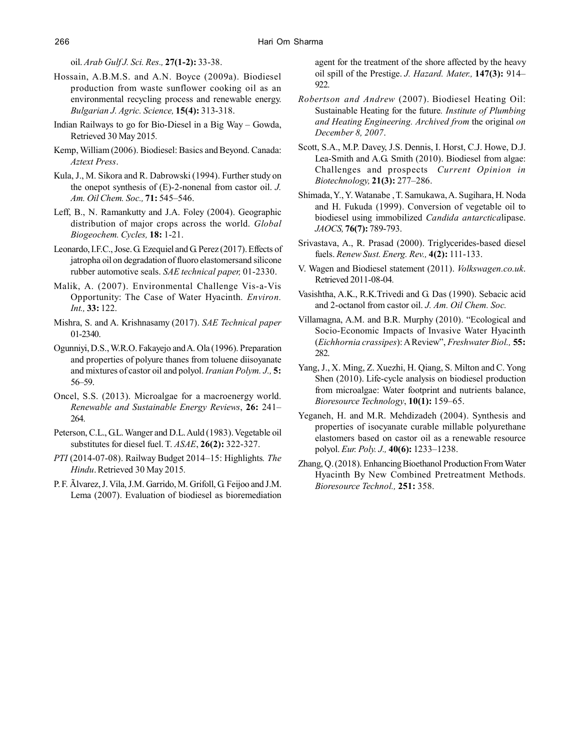oil. *Arab Gulf J. Sci. Res.,* **27(1-2):** 33-38.

Hossain, A.B.M.S. and A.N. Boyce (2009a). Biodiesel production from waste sunflower cooking oil as an environmental recycling process and renewable energy. *Bulgarian J. Agric. Science,* **15(4):** 313-318.

Indian Railways to go for Bio-Diesel in a Big Way – Gowda, Retrieved 30 May 2015.

Kemp, William (2006). Biodiesel: Basics and Beyond. Canada: *Aztext Press*.

Kula, J., M. Sikora and R. Dabrowski (1994). Further study on the onepot synthesis of (E)-2-nonenal from castor oil. *J. Am. Oil Chem. Soc.,* **71:** 545–546.

Leff, B., N. Ramankutty and J.A. Foley (2004). Geographic distribution of major crops across the world. *Global Biogeochem. Cycles,* **18:** 1-21.

Leonardo, I.F.C., Jose. G. Ezequiel and G. Perez (2017). Effects of jatropha oil on degradation of fluoro elastomersand silicone rubber automotive seals. *SAE technical paper,* 01-2330.

Malik, A. (2007). Environmental Challenge Vis-a-Vis Opportunity: The Case of Water Hyacinth. *Environ. Int.,* **33:** 122.

Mishra, S. and A. Krishnasamy (2017). *SAE Technical paper* 01-2340.

Ogunniyi, D.S., W.R.O. Fakayejo and A. Ola (1996). Preparation and properties of polyure thanes from toluene diisoyanate and mixtures of castor oil and polyol. *Iranian Polym. J.,* **5:** 56–59.

Oncel, S.S. (2013). Microalgae for a macroenergy world. *Renewable and Sustainable Energy Reviews*, **26:** 241–264.

Peterson, C.L., G.L. Wanger and D.L. Auld (1983). Vegetable oil substitutes for diesel fuel. T. *ASAE*, **26(2):** 322-327.

*PTI* (2014-07-08). Railway Budget 2014–15: Highlights. *The Hindu*. Retrieved 30 May 2015.

P. F. Ãlvarez, J. Vila, J.M. Garrido, M. Grifoll, G. Feijoo and J.M. Lema (2007). Evaluation of biodiesel as bioremediation agent for the treatment of the shore affected by the heavy oil spill of the Prestige. *J. Hazard. Mater.,* **147(3):** 914–922.

*Robertson and Andrew* (2007). Biodiesel Heating Oil: Sustainable Heating for the future. *Institute of Plumbing and Heating Engineering. Archived from* the original *on December 8, 2007*.

Scott, S.A., M.P. Davey, J.S. Dennis, I. Horst, C.J. Howe, D.J. Lea-Smith and A.G. Smith (2010). Biodiesel from algae: Challenges and prospects *Current Opinion in Biotechnology,* **21(3):** 277–286.

Shimada, Y., Y. Watanabe , T. Samukawa, A. Sugihara, H. Noda and H. Fukuda (1999). Conversion of vegetable oil to biodiesel using immobilized *Candida antarctica*lipase. *JAOCS,* **76(7):** 789-793.

Srivastava, A., R. Prasad (2000). Triglycerides-based diesel fuels. *Renew Sust. Energ. Rev.,* **4(2):** 111-133.

V. Wagen and Biodiesel statement (2011). *Volkswagen.co.uk*. Retrieved 2011-08-04.

Vasishtha, A.K., R.K.Trivedi and G. Das (1990). Sebacic acid and 2-octanol from castor oil. *J. Am. Oil Chem. Soc.*

Villamagna, A.M. and B.R. Murphy (2010). "Ecological and Socio-Economic Impacts of Invasive Water Hyacinth (*Eichhornia crassipes*): A Review", *Freshwater Biol.,* **55:** 282.

Yang, J., X. Ming, Z. Xuezhi, H. Qiang, S. Milton and C. Yong Shen (2010). Life-cycle analysis on biodiesel production from microalgae: Water footprint and nutrients balance, *Bioresource Technology*, **10(1):** 159–65.

Yeganeh, H. and M.R. Mehdizadeh (2004). Synthesis and properties of isocyanate curable millable polyurethane elastomers based on castor oil as a renewable resource polyol. *Eur. Poly. J.,* **40(6):** 1233–1238.

Zhang, Q. (2018). Enhancing Bioethanol Production From Water Hyacinth By New Combined Pretreatment Methods. *Bioresource Technol.,* **251:** 358.